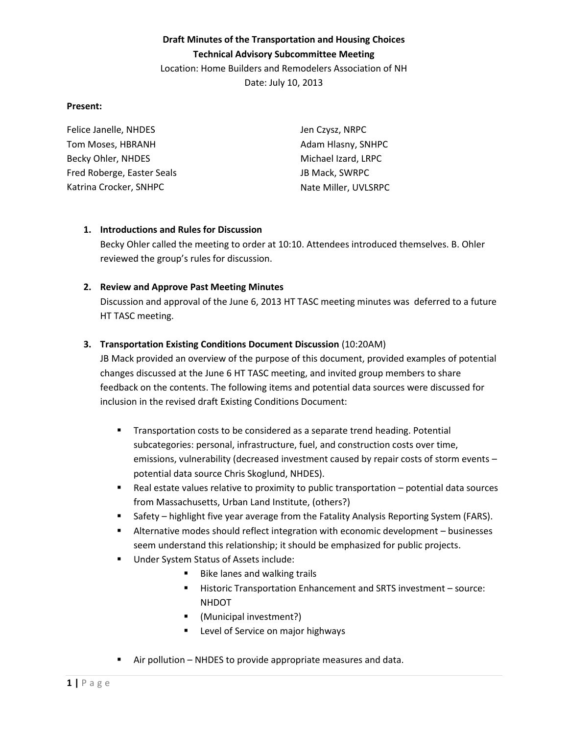**Draft Minutes of the Transportation and Housing Choices**
**Technical Advisory Subcommittee Meeting**
Location: Home Builders and Remodelers Association of NH
Date: July 10, 2013

**Present:**

Felice Janelle, NHDES
Tom Moses, HBRANH
Becky Ohler, NHDES
Fred Roberge, Easter Seals
Katrina Crocker, SNHPC
Jen Czysz, NRPC
Adam Hlasny, SNHPC
Michael Izard, LRPC
JB Mack, SWRPC
Nate Miller, UVLSRPC

1. **Introductions and Rules for Discussion**
   Becky Ohler called the meeting to order at 10:10. Attendees introduced themselves. B. Ohler reviewed the group's rules for discussion.

2. **Review and Approve Past Meeting Minutes**
   Discussion and approval of the June 6, 2013 HT TASC meeting minutes was deferred to a future HT TASC meeting.

3. **Transportation Existing Conditions Document Discussion** (10:20AM)
   JB Mack provided an overview of the purpose of this document, provided examples of potential changes discussed at the June 6 HT TASC meeting, and invited group members to share feedback on the contents. The following items and potential data sources were discussed for inclusion in the revised draft Existing Conditions Document:

   - Transportation costs to be considered as a separate trend heading. Potential subcategories: personal, infrastructure, fuel, and construction costs over time, emissions, vulnerability (decreased investment caused by repair costs of storm events – potential data source Chris Skoglund, NHDES).
   - Real estate values relative to proximity to public transportation – potential data sources from Massachusetts, Urban Land Institute, (others?)
   - Safety – highlight five year average from the Fatality Analysis Reporting System (FARS).
   - Alternative modes should reflect integration with economic development – businesses seem understand this relationship; it should be emphasized for public projects.
   - Under System Status of Assets include:
     - Bike lanes and walking trails
     - Historic Transportation Enhancement and SRTS investment – source: NHDOT
     - (Municipal investment?)
     - Level of Service on major highways
   - Air pollution – NHDES to provide appropriate measures and data.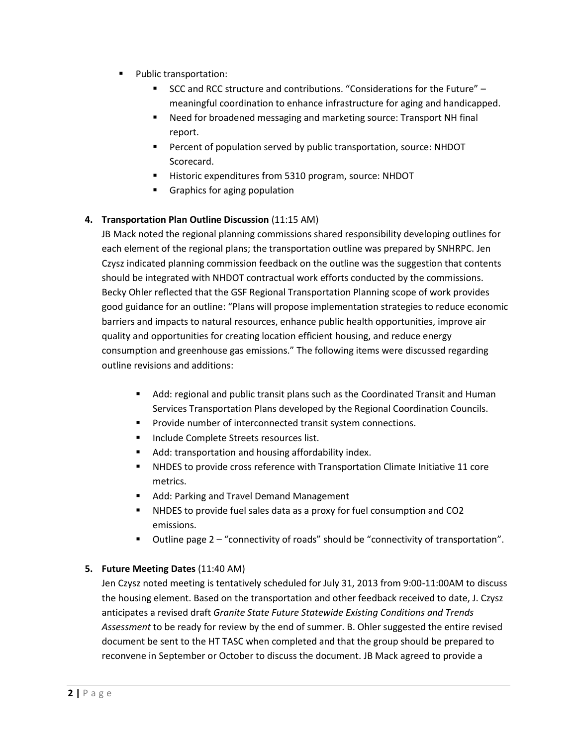- Public transportation:
    - SCC and RCC structure and contributions. "Considerations for the Future" – meaningful coordination to enhance infrastructure for aging and handicapped.
    - Need for broadened messaging and marketing source: Transport NH final report.
    - Percent of population served by public transportation, source: NHDOT Scorecard.
    - Historic expenditures from 5310 program, source: NHDOT
    - Graphics for aging population

4. **Transportation Plan Outline Discussion** (11:15 AM)

   JB Mack noted the regional planning commissions shared responsibility developing outlines for each element of the regional plans; the transportation outline was prepared by SNHRPC. Jen Czysz indicated planning commission feedback on the outline was the suggestion that contents should be integrated with NHDOT contractual work efforts conducted by the commissions. Becky Ohler reflected that the GSF Regional Transportation Planning scope of work provides good guidance for an outline: "Plans will propose implementation strategies to reduce economic barriers and impacts to natural resources, enhance public health opportunities, improve air quality and opportunities for creating location efficient housing, and reduce energy consumption and greenhouse gas emissions." The following items were discussed regarding outline revisions and additions:

    - Add: regional and public transit plans such as the Coordinated Transit and Human Services Transportation Plans developed by the Regional Coordination Councils.
    - Provide number of interconnected transit system connections.
    - Include Complete Streets resources list.
    - Add: transportation and housing affordability index.
    - NHDES to provide cross reference with Transportation Climate Initiative 11 core metrics.
    - Add: Parking and Travel Demand Management
    - NHDES to provide fuel sales data as a proxy for fuel consumption and $CO_2$ emissions.
    - Outline page 2 – "connectivity of roads" should be "connectivity of transportation".

5. **Future Meeting Dates** (11:40 AM)

   Jen Czysz noted meeting is tentatively scheduled for July 31, 2013 from 9:00-11:00AM to discuss the housing element. Based on the transportation and other feedback received to date, J. Czysz anticipates a revised draft *Granite State Future Statewide Existing Conditions and Trends Assessment* to be ready for review by the end of summer. B. Ohler suggested the entire revised document be sent to the HT TASC when completed and that the group should be prepared to reconvene in September or October to discuss the document. JB Mack agreed to provide a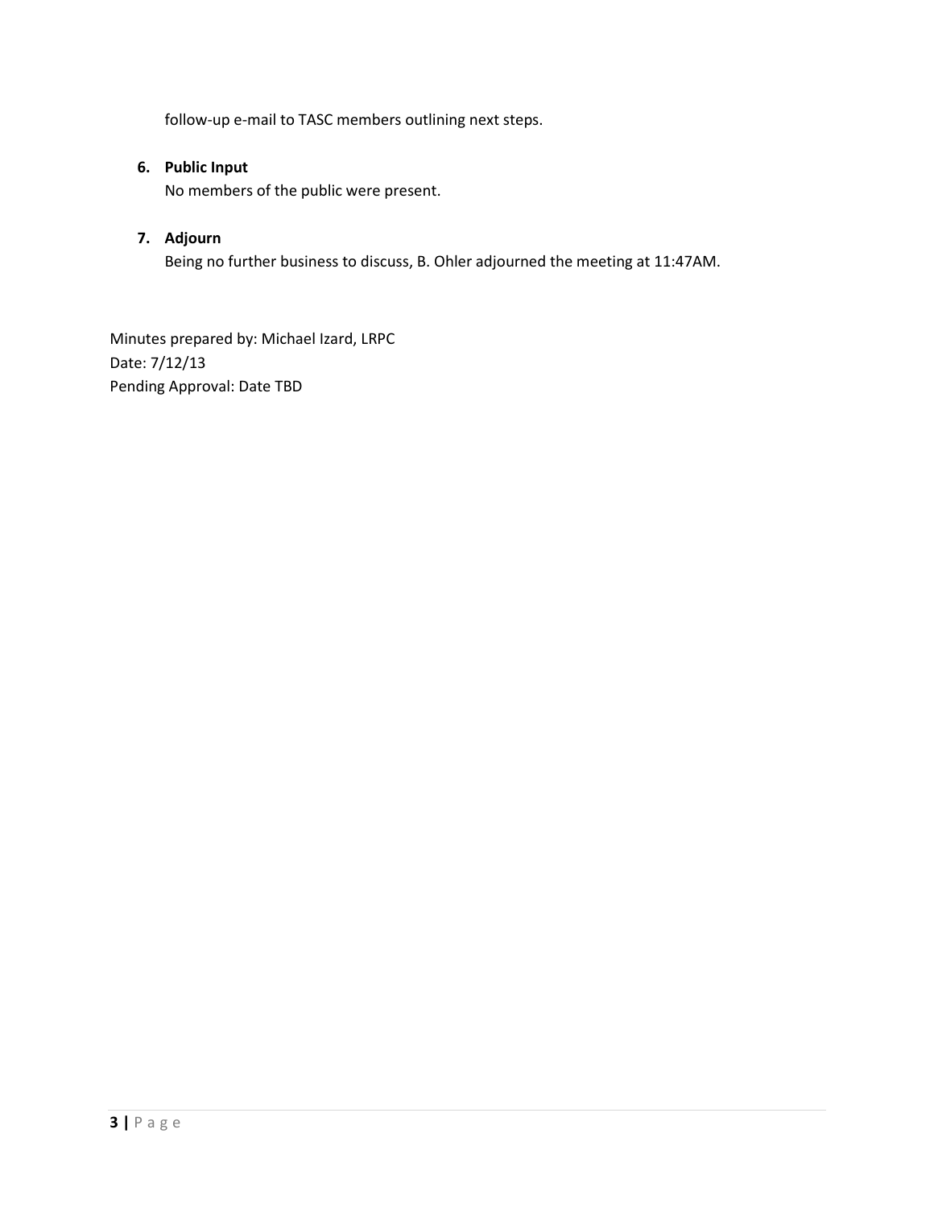follow-up e-mail to TASC members outlining next steps.

6. **Public Input**

   No members of the public were present.

7. **Adjourn**

   Being no further business to discuss, B. Ohler adjourned the meeting at 11:47AM.

Minutes prepared by: Michael Izard, LRPC
Date: 7/12/13
Pending Approval: Date TBD